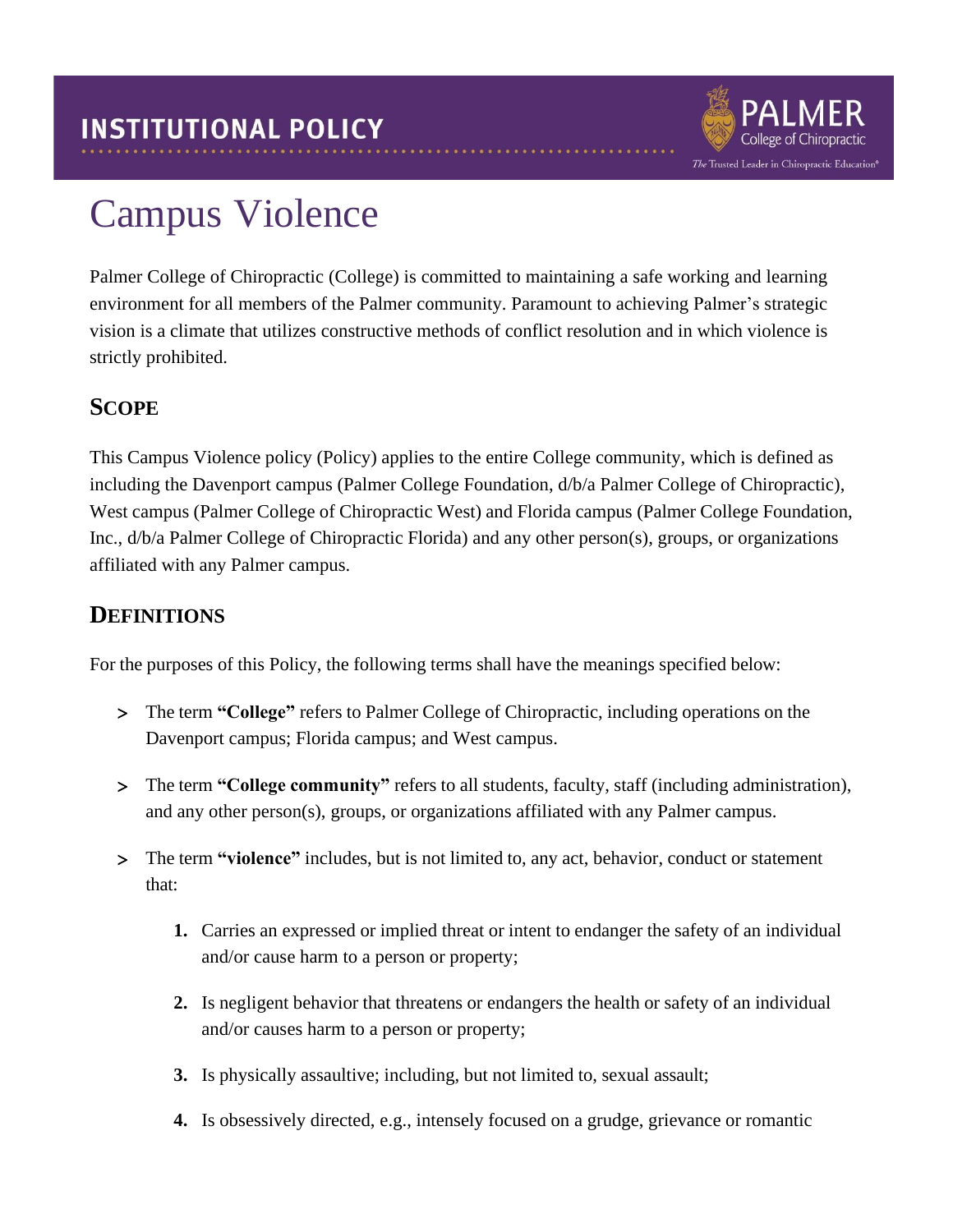# INSTITUTIONAL POLICY

# Campus Violence

Palmer College of Chiropractic (College) is committed to maintaining a safe working and learning environment for all members of the Palmer community. Paramount to achieving Palmer's strategic vision is a climate that utilizes constructive methods of conflict resolution and in which violence is strictly prohibited.

## SCOPE

This Campus Violence policy (Policy) applies to the entire College community, which is defined as including the Davenport campus (Palmer College Foundation, d/b/a Palmer College of Chiropractic), West campus (Palmer College of Chiropractic West) and Florida campus (Palmer College Foundation, Inc., d/b/a Palmer College of Chiropractic Florida) and any other person(s), groups, or organizations affiliated with any Palmer campus.

## DEFINITIONS

For the purposes of this Policy, the following terms shall have the meanings specified below:

- The term **"College"** refers to Palmer College of Chiropractic, including operations on the Davenport campus; Florida campus; and West campus.
- The term **"College community"** refers to all students, faculty, staff (including administration), and any other person(s), groups, or organizations affiliated with any Palmer campus.
- The term **"violence"** includes, but is not limited to, any act, behavior, conduct or statement that:
  1. Carries an expressed or implied threat or intent to endanger the safety of an individual and/or cause harm to a person or property;
  2. Is negligent behavior that threatens or endangers the health or safety of an individual and/or causes harm to a person or property;
  3. Is physically assaultive; including, but not limited to, sexual assault;
  4. Is obsessively directed, e.g., intensely focused on a grudge, grievance or romantic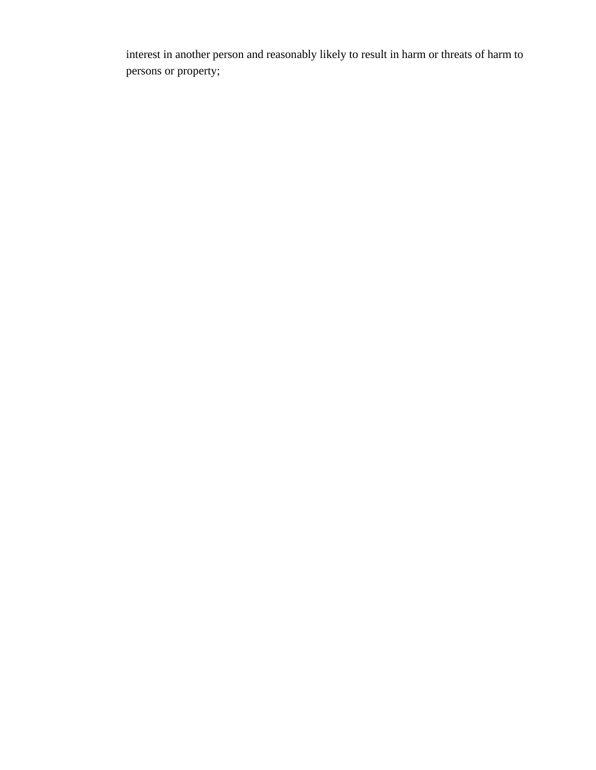interest in another person and reasonably likely to result in harm or threats of harm to persons or property;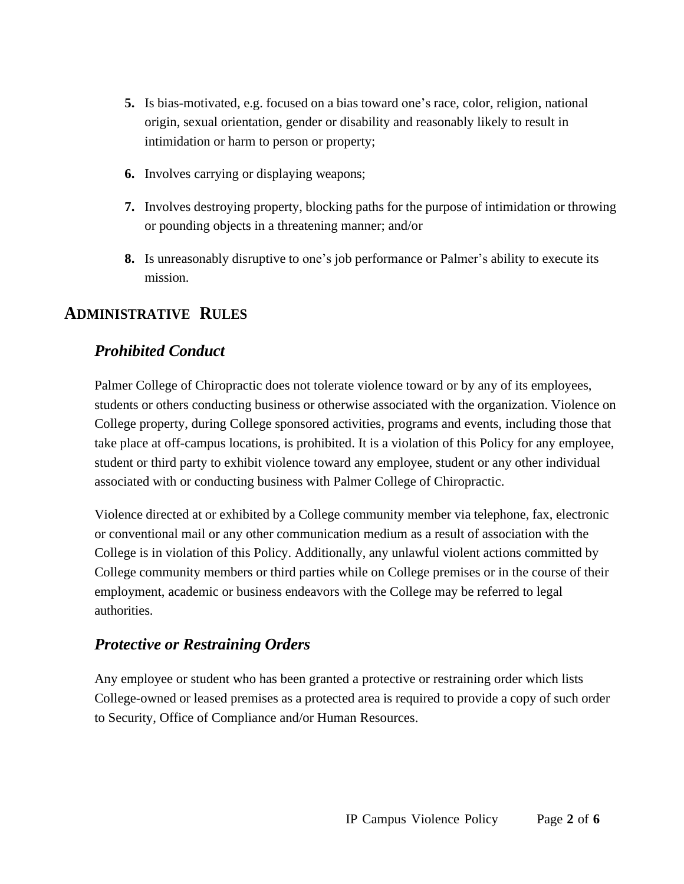5. Is bias-motivated, e.g. focused on a bias toward one's race, color, religion, national origin, sexual orientation, gender or disability and reasonably likely to result in intimidation or harm to person or property;

6. Involves carrying or displaying weapons;

7. Involves destroying property, blocking paths for the purpose of intimidation or throwing or pounding objects in a threatening manner; and/or

8. Is unreasonably disruptive to one's job performance or Palmer's ability to execute its mission.

## ADMINISTRATIVE RULES

### *Prohibited Conduct*

Palmer College of Chiropractic does not tolerate violence toward or by any of its employees, students or others conducting business or otherwise associated with the organization. Violence on College property, during College sponsored activities, programs and events, including those that take place at off-campus locations, is prohibited. It is a violation of this Policy for any employee, student or third party to exhibit violence toward any employee, student or any other individual associated with or conducting business with Palmer College of Chiropractic.

Violence directed at or exhibited by a College community member via telephone, fax, electronic or conventional mail or any other communication medium as a result of association with the College is in violation of this Policy. Additionally, any unlawful violent actions committed by College community members or third parties while on College premises or in the course of their employment, academic or business endeavors with the College may be referred to legal authorities.

### *Protective or Restraining Orders*

Any employee or student who has been granted a protective or restraining order which lists College-owned or leased premises as a protected area is required to provide a copy of such order to Security, Office of Compliance and/or Human Resources.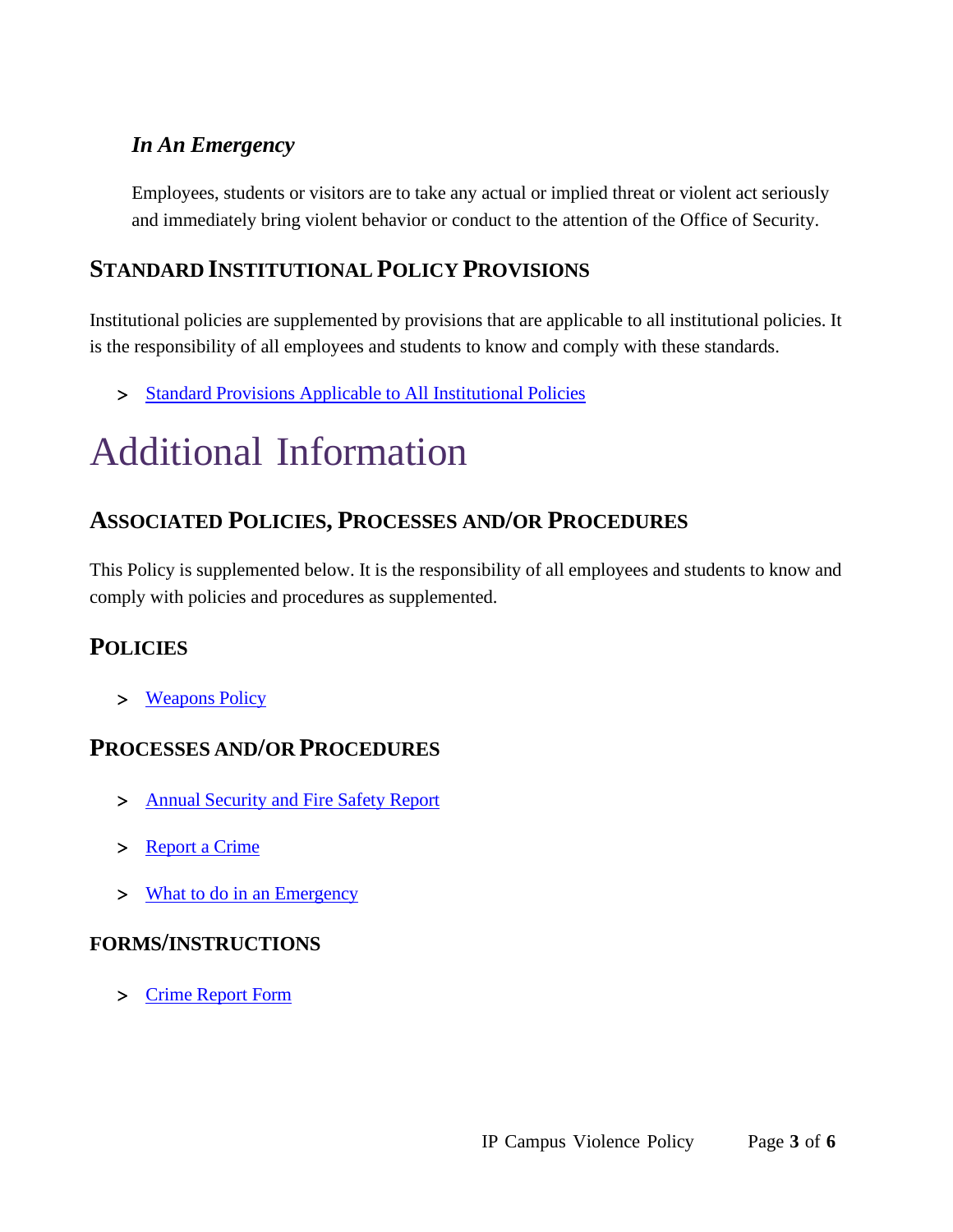### *In An Emergency*

Employees, students or visitors are to take any actual or implied threat or violent act seriously and immediately bring violent behavior or conduct to the attention of the Office of Security.

## STANDARD INSTITUTIONAL POLICY PROVISIONS

Institutional policies are supplemented by provisions that are applicable to all institutional policies. It is the responsibility of all employees and students to know and comply with these standards.

> [Standard Provisions Applicable to All Institutional Policies]()

# Additional Information

## ASSOCIATED POLICIES, PROCESSES AND/OR PROCEDURES

This Policy is supplemented below. It is the responsibility of all employees and students to know and comply with policies and procedures as supplemented.

## POLICIES

> [Weapons Policy]()

## PROCESSES AND/OR PROCEDURES

> [Annual Security and Fire Safety Report]()

> [Report a Crime]()

> [What to do in an Emergency]()

### FORMS/INSTRUCTIONS

> [Crime Report Form]()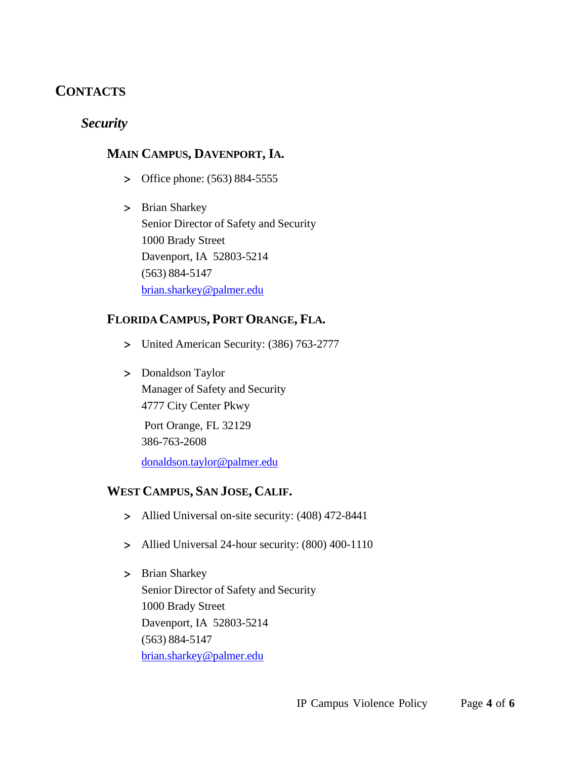# CONTACTS

## *Security*

### MAIN CAMPUS, DAVENPORT, IA.

- Office phone: (563) 884-5555
- Brian Sharkey
  Senior Director of Safety and Security
  1000 Brady Street
  Davenport, IA 52803-5214
  (563) 884-5147
  brian.sharkey@palmer.edu

### FLORIDA CAMPUS, PORT ORANGE, FLA.

- United American Security: (386) 763-2777
- Donaldson Taylor
  Manager of Safety and Security
  4777 City Center Pkwy
  Port Orange, FL 32129
  386-763-2608
  donaldson.taylor@palmer.edu

### WEST CAMPUS, SAN JOSE, CALIF.

- Allied Universal on-site security: (408) 472-8441
- Allied Universal 24-hour security: (800) 400-1110
- Brian Sharkey
  Senior Director of Safety and Security
  1000 Brady Street
  Davenport, IA 52803-5214
  (563) 884-5147
  brian.sharkey@palmer.edu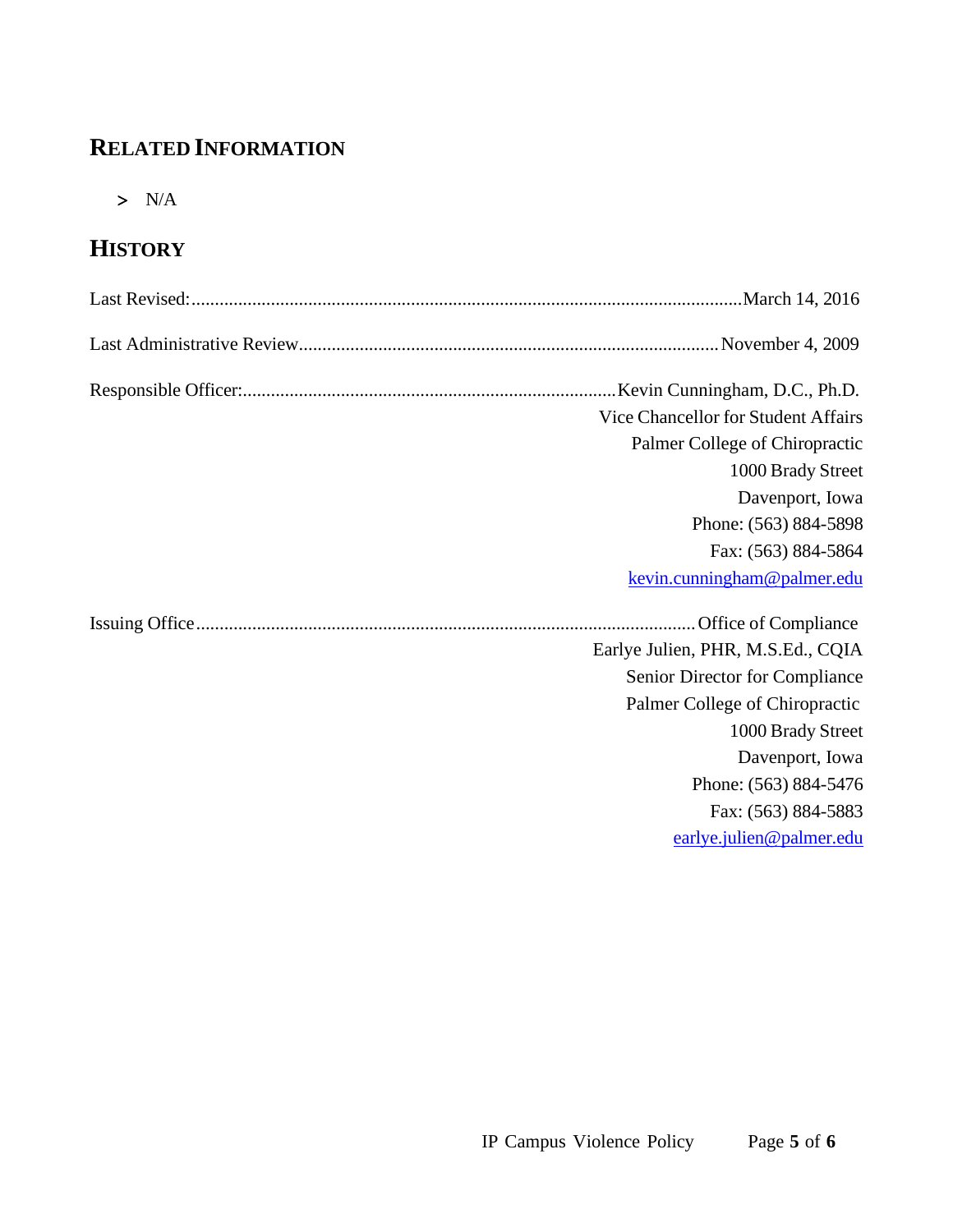## RELATED INFORMATION

- N/A

## HISTORY

Last Revised:....................................................................................................................March 14, 2016

Last Administrative Review.........................................................................................November 4, 2009

Responsible Officer:................................................................................Kevin Cunningham, D.C., Ph.D.
Vice Chancellor for Student Affairs
Palmer College of Chiropractic
1000 Brady Street
Davenport, Iowa
Phone: (563) 884-5898
Fax: (563) 884-5864
kevin.cunningham@palmer.edu

Issuing Office..........................................................................................................Office of Compliance
Earlye Julien, PHR, M.S.Ed., CQIA
Senior Director for Compliance
Palmer College of Chiropractic
1000 Brady Street
Davenport, Iowa
Phone: (563) 884-5476
Fax: (563) 884-5883
earlye.julien@palmer.edu